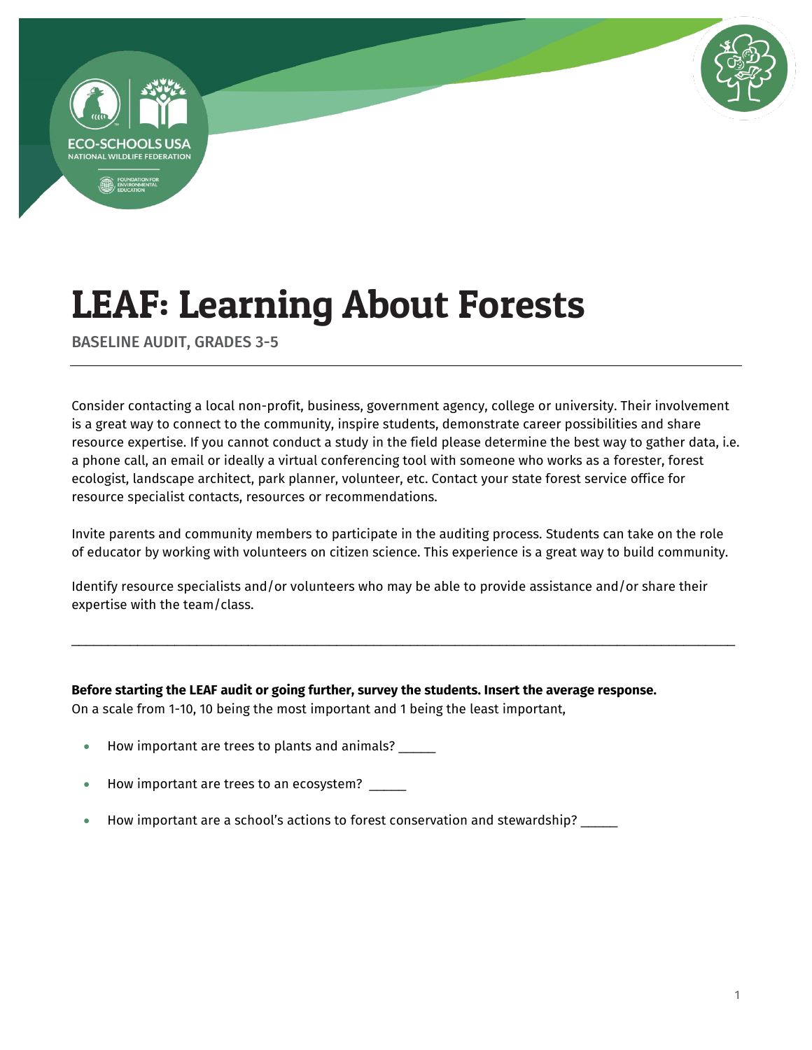# LEAF: Learning About Forests

BASELINE AUDIT, GRADES 3-5

Consider contacting a local non-profit, business, government agency, college or university. Their involvement is a great way to connect to the community, inspire students, demonstrate career possibilities and share resource expertise. If you cannot conduct a study in the field please determine the best way to gather data, i.e. a phone call, an email or ideally a virtual conferencing tool with someone who works as a forester, forest ecologist, landscape architect, park planner, volunteer, etc. Contact your state forest service office for resource specialist contacts, resources or recommendations.

Invite parents and community members to participate in the auditing process. Students can take on the role of educator by working with volunteers on citizen science. This experience is a great way to build community.

Identify resource specialists and/or volunteers who may be able to provide assistance and/or share their expertise with the team/class.

---

**Before starting the LEAF audit or going further, survey the students. Insert the average response.**
On a scale from 1-10, 10 being the most important and 1 being the least important,

- How important are trees to plants and animals? _____
- How important are trees to an ecosystem? _____
- How important are a school's actions to forest conservation and stewardship? _____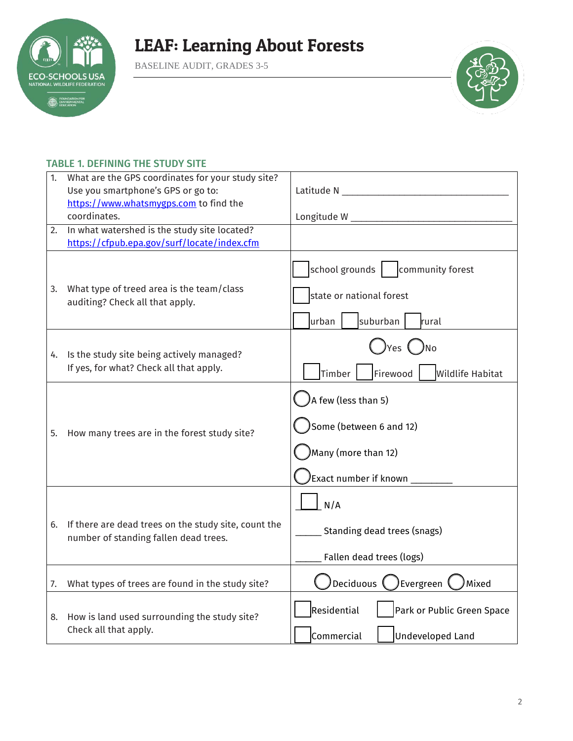# LEAF: Learning About Forests

BASELINE AUDIT, GRADES 3-5

### TABLE 1. DEFINING THE STUDY SITE

| | |
|---|---|
| 1. What are the GPS coordinates for your study site? Use you smartphone's GPS or go to: https://www.whatsmygps.com to find the coordinates. | Latitude N ________________________________<br><br>Longitude W ________________________________ |
| 2. In what watershed is the study site located? https://cfpub.epa.gov/surf/locate/index.cfm | |
| 3. What type of treed area is the team/class auditing? Check all that apply. | ☐ school grounds ☐ community forest<br><br>☐ state or national forest<br><br>☐ urban ☐ suburban ☐ rural |
| 4. Is the study site being actively managed? If yes, for what? Check all that apply. | ◯ Yes ◯ No<br><br>☐ Timber ☐ Firewood ☐ Wildlife Habitat |
| 5. How many trees are in the forest study site? | ◯ A few (less than 5)<br><br>◯ Some (between 6 and 12)<br><br>◯ Many (more than 12)<br><br>◯ Exact number if known ________ |
| 6. If there are dead trees on the study site, count the number of standing fallen dead trees. | ☐ N/A<br><br>_____ Standing dead trees (snags)<br><br>_____ Fallen dead trees (logs) |
| 7. What types of trees are found in the study site? | ◯ Deciduous ◯ Evergreen ◯ Mixed |
| 8. How is land used surrounding the study site? Check all that apply. | ☐ Residential ☐ Park or Public Green Space<br><br>☐ Commercial ☐ Undeveloped Land |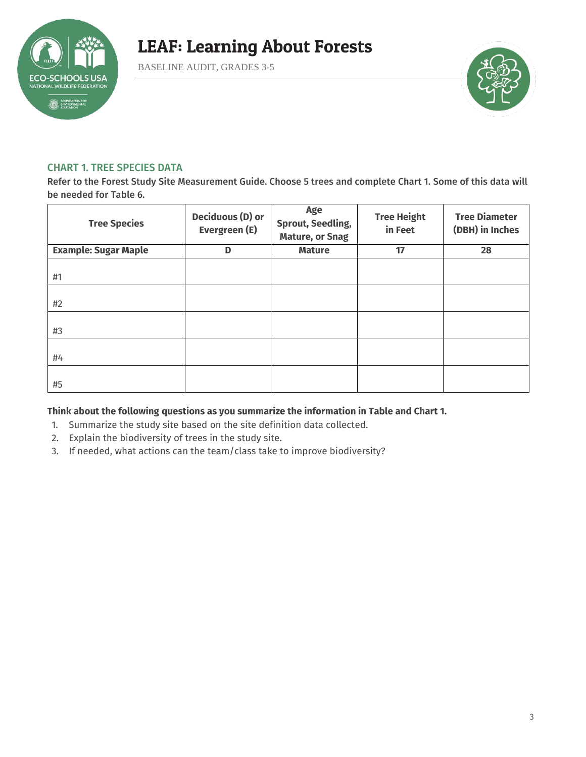## CHART 1. TREE SPECIES DATA

**Refer to the Forest Study Site Measurement Guide. Choose 5 trees and complete Chart 1. Some of this data will be needed for Table 6.**

| Tree Species | Deciduous (D) or Evergreen (E) | Age Sprout, Seedling, Mature, or Snag | Tree Height in Feet | Tree Diameter (DBH) in Inches |
|---|---|---|---|---|
| **Example: Sugar Maple** | **D** | **Mature** | **17** | **28** |
| #1 | | | | |
| #2 | | | | |
| #3 | | | | |
| #4 | | | | |
| #5 | | | | |

**Think about the following questions as you summarize the information in Table and Chart 1.**

1. Summarize the study site based on the site definition data collected.
2. Explain the biodiversity of trees in the study site.
3. If needed, what actions can the team/class take to improve biodiversity?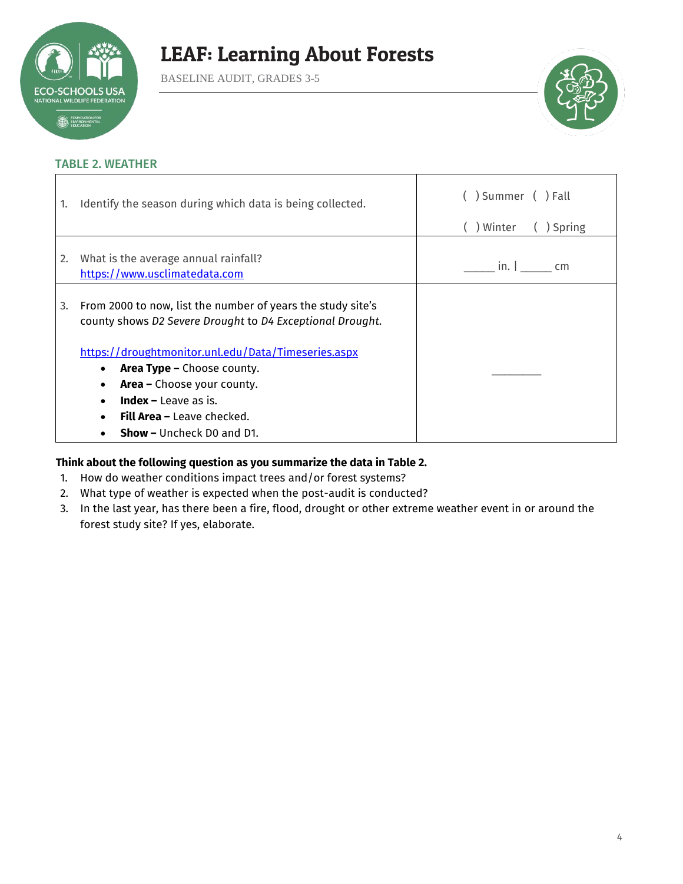## TABLE 2. WEATHER

| | |
|---|---|
| 1. Identify the season during which data is being collected. | ( ) Summer ( ) Fall<br>( ) Winter ( ) Spring |
| 2. What is the average annual rainfall?<br>https://www.usclimatedata.com | _____ in. \| _____ cm |
| 3. From 2000 to now, list the number of years the study site's county shows *D2 Severe Drought* to *D4 Exceptional Drought.*<br><br>https://droughtmonitor.unl.edu/Data/Timeseries.aspx<br>• **Area Type –** Choose county.<br>• **Area –** Choose your county.<br>• **Index –** Leave as is.<br>• **Fill Area –** Leave checked.<br>• **Show –** Uncheck D0 and D1. | ________ |

**Think about the following question as you summarize the data in Table 2.**

1. How do weather conditions impact trees and/or forest systems?
2. What type of weather is expected when the post-audit is conducted?
3. In the last year, has there been a fire, flood, drought or other extreme weather event in or around the forest study site? If yes, elaborate.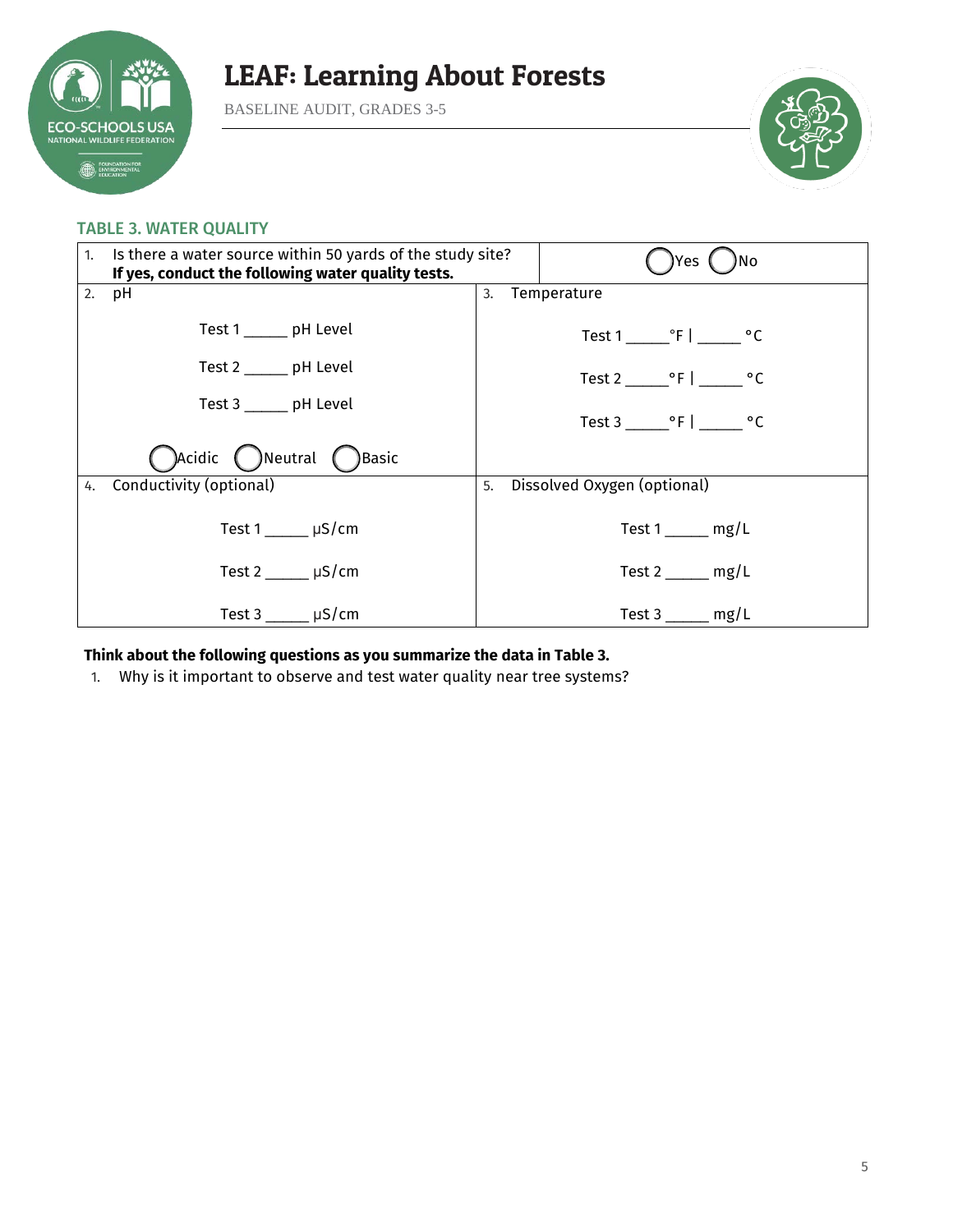# LEAF: Learning About Forests

BASELINE AUDIT, GRADES 3-5

## TABLE 3. WATER QUALITY

| | |
|---|---|
| 1. Is there a water source within 50 yards of the study site? **If yes, conduct the following water quality tests.** | ◯ Yes ◯ No |
| 2. pH<br><br>Test 1 _____ pH Level<br>Test 2 _____ pH Level<br>Test 3 _____ pH Level<br><br>◯ Acidic ◯ Neutral ◯ Basic | 3. Temperature<br><br>Test 1 _____ °F \| _____ °C<br>Test 2 _____ °F \| _____ °C<br>Test 3 _____ °F \| _____ °C |
| 4. Conductivity (optional)<br><br>Test 1 _____ μS/cm<br>Test 2 _____ μS/cm<br>Test 3 _____ μS/cm | 5. Dissolved Oxygen (optional)<br><br>Test 1 _____ mg/L<br>Test 2 _____ mg/L<br>Test 3 _____ mg/L |

**Think about the following questions as you summarize the data in Table 3.**

1. Why is it important to observe and test water quality near tree systems?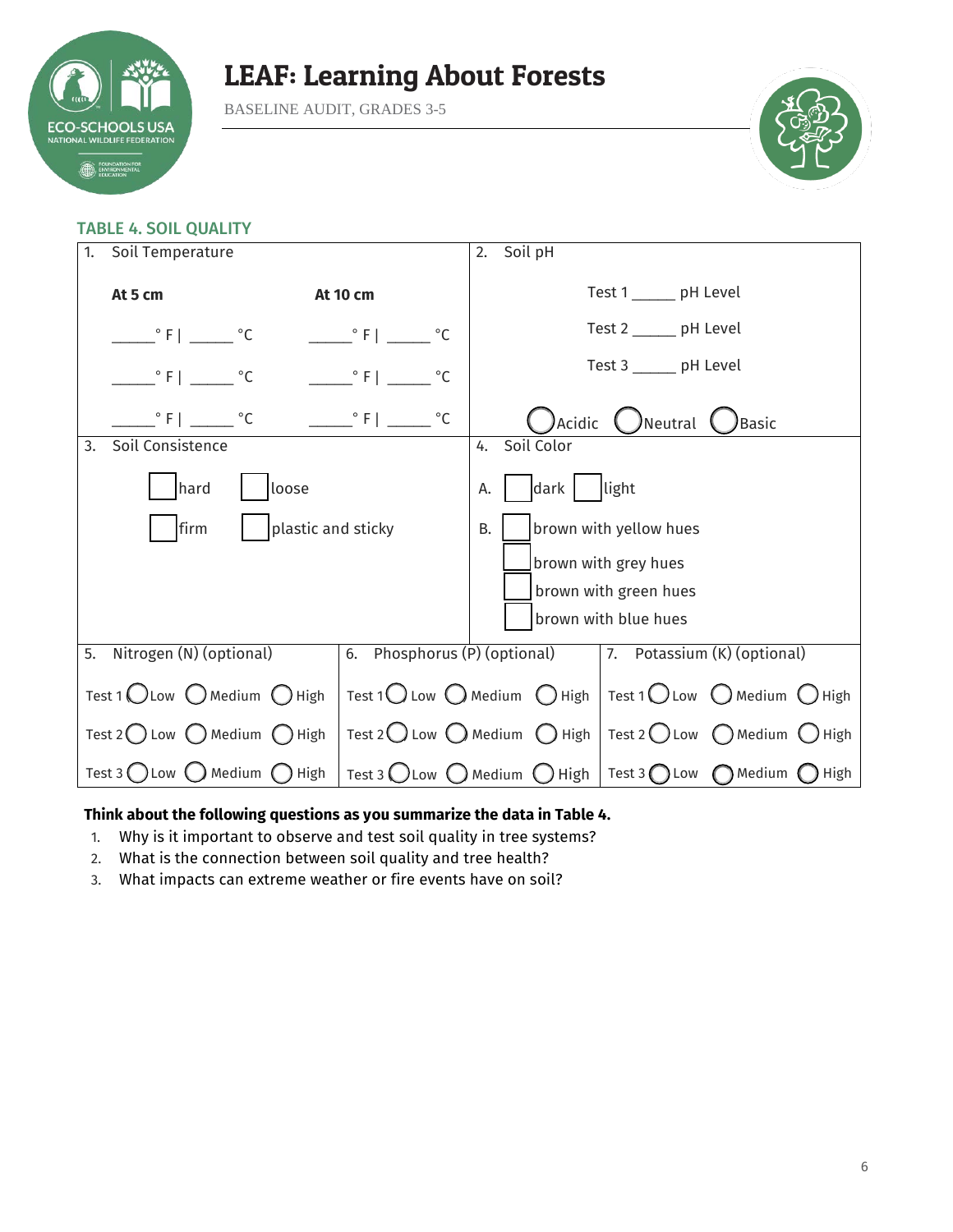# LEAF: Learning About Forests

BASELINE AUDIT, GRADES 3-5

## TABLE 4. SOIL QUALITY

**1. Soil Temperature**

| At 5 cm | At 10 cm |
|---|---|
| _____° F \| _____ °C | _____° F \| _____ °C |
| _____° F \| _____ °C | _____° F \| _____ °C |
| _____° F \| _____ °C | _____° F \| _____ °C |

**2. Soil pH**

Test 1 _____ pH Level

Test 2 _____ pH Level

Test 3 _____ pH Level

◯ Acidic ◯ Neutral ◯ Basic

**3. Soil Consistence**

- ☐ hard ☐ loose
- ☐ firm ☐ plastic and sticky

**4. Soil Color**

A. ☐ dark ☐ light

B.
- ☐ brown with yellow hues
- ☐ brown with grey hues
- ☐ brown with green hues
- ☐ brown with blue hues

| 5. Nitrogen (N) (optional) | 6. Phosphorus (P) (optional) | 7. Potassium (K) (optional) |
|---|---|---|
| Test 1 ◯ Low ◯ Medium ◯ High | Test 1 ◯ Low ◯ Medium ◯ High | Test 1 ◯ Low ◯ Medium ◯ High |
| Test 2 ◯ Low ◯ Medium ◯ High | Test 2 ◯ Low ◯ Medium ◯ High | Test 2 ◯ Low ◯ Medium ◯ High |
| Test 3 ◯ Low ◯ Medium ◯ High | Test 3 ◯ Low ◯ Medium ◯ High | Test 3 ◯ Low ◯ Medium ◯ High |

**Think about the following questions as you summarize the data in Table 4.**

1. Why is it important to observe and test soil quality in tree systems?
2. What is the connection between soil quality and tree health?
3. What impacts can extreme weather or fire events have on soil?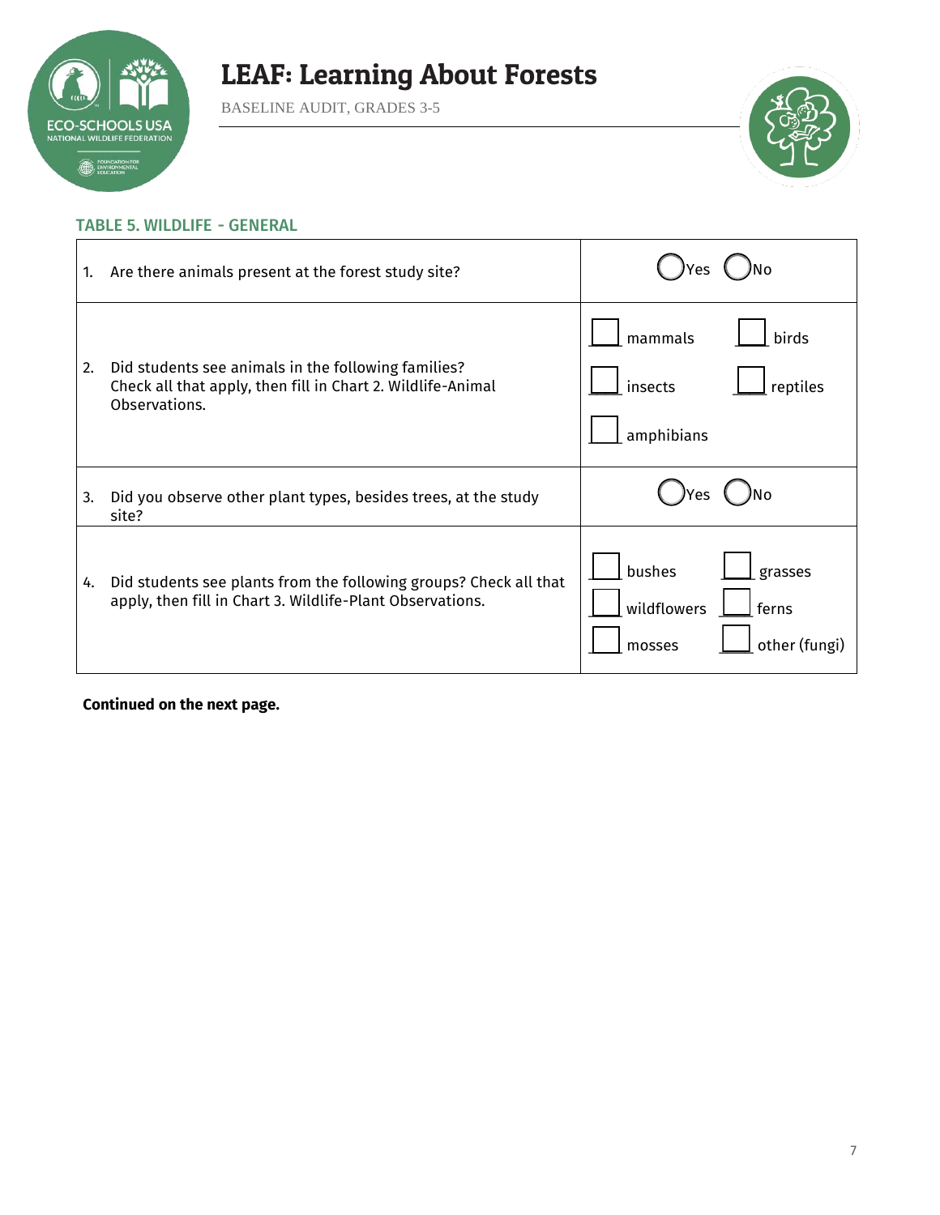# LEAF: Learning About Forests

BASELINE AUDIT, GRADES 3-5

## TABLE 5. WILDLIFE - GENERAL

| | |
|---|---|
| 1. Are there animals present at the forest study site? | ◯ Yes ◯ No |
| 2. Did students see animals in the following families? Check all that apply, then fill in Chart 2. Wildlife-Animal Observations. | ☐ mammals ☐ birds ☐ insects ☐ reptiles ☐ amphibians |
| 3. Did you observe other plant types, besides trees, at the study site? | ◯ Yes ◯ No |
| 4. Did students see plants from the following groups? Check all that apply, then fill in Chart 3. Wildlife-Plant Observations. | ☐ bushes ☐ grasses ☐ wildflowers ☐ ferns ☐ mosses ☐ other (fungi) |

**Continued on the next page.**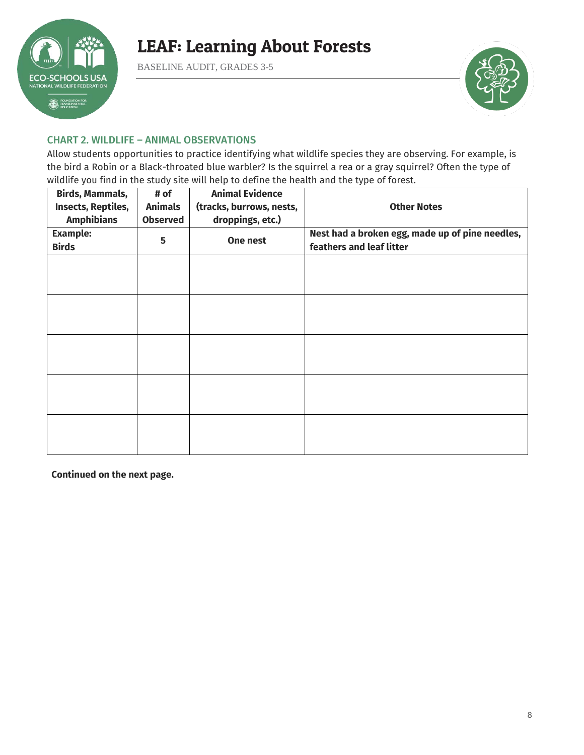# LEAF: Learning About Forests

BASELINE AUDIT, GRADES 3-5

## CHART 2. WILDLIFE – ANIMAL OBSERVATIONS

Allow students opportunities to practice identifying what wildlife species they are observing. For example, is the bird a Robin or a Black-throated blue warbler? Is the squirrel a rea or a gray squirrel? Often the type of wildlife you find in the study site will help to define the health and the type of forest.

| Birds, Mammals, Insects, Reptiles, Amphibians | # of Animals Observed | Animal Evidence (tracks, burrows, nests, droppings, etc.) | Other Notes |
|---|---|---|---|
| **Example: Birds** | **5** | **One nest** | **Nest had a broken egg, made up of pine needles, feathers and leaf litter** |
| | | | |
| | | | |
| | | | |
| | | | |
| | | | |

**Continued on the next page.**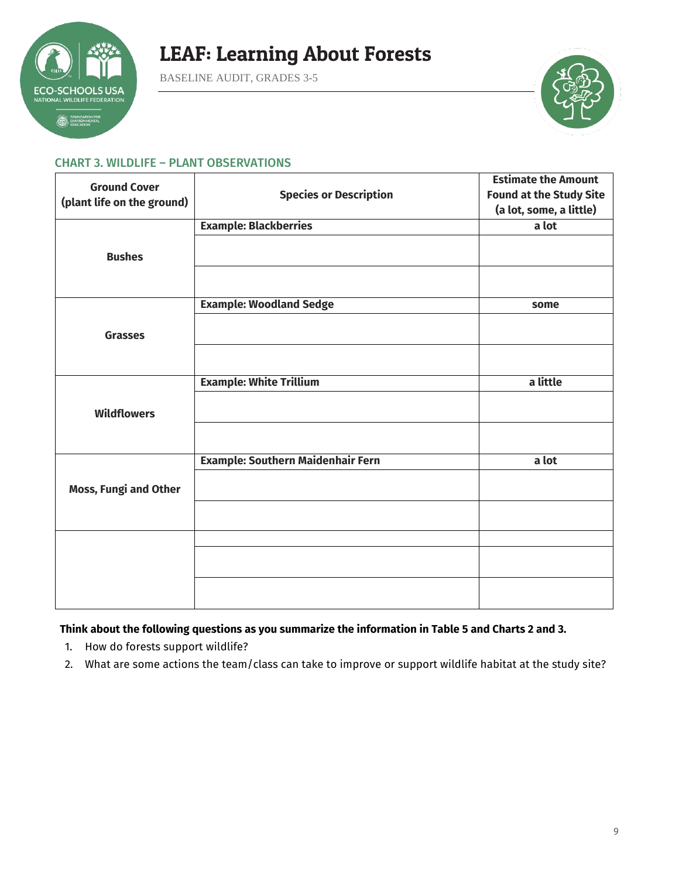## CHART 3. WILDLIFE – PLANT OBSERVATIONS

| Ground Cover (plant life on the ground) | Species or Description | Estimate the Amount Found at the Study Site (a lot, some, a little) |
|---|---|---|
| Bushes | **Example: Blackberries** | **a lot** |
| | | |
| | | |
| Grasses | **Example: Woodland Sedge** | **some** |
| | | |
| | | |
| Wildflowers | **Example: White Trillium** | **a little** |
| | | |
| | | |
| Moss, Fungi and Other | **Example: Southern Maidenhair Fern** | **a lot** |
| | | |
| | | |
| | | |
| | | |
| | | |

**Think about the following questions as you summarize the information in Table 5 and Charts 2 and 3.**

1. How do forests support wildlife?
2. What are some actions the team/class can take to improve or support wildlife habitat at the study site?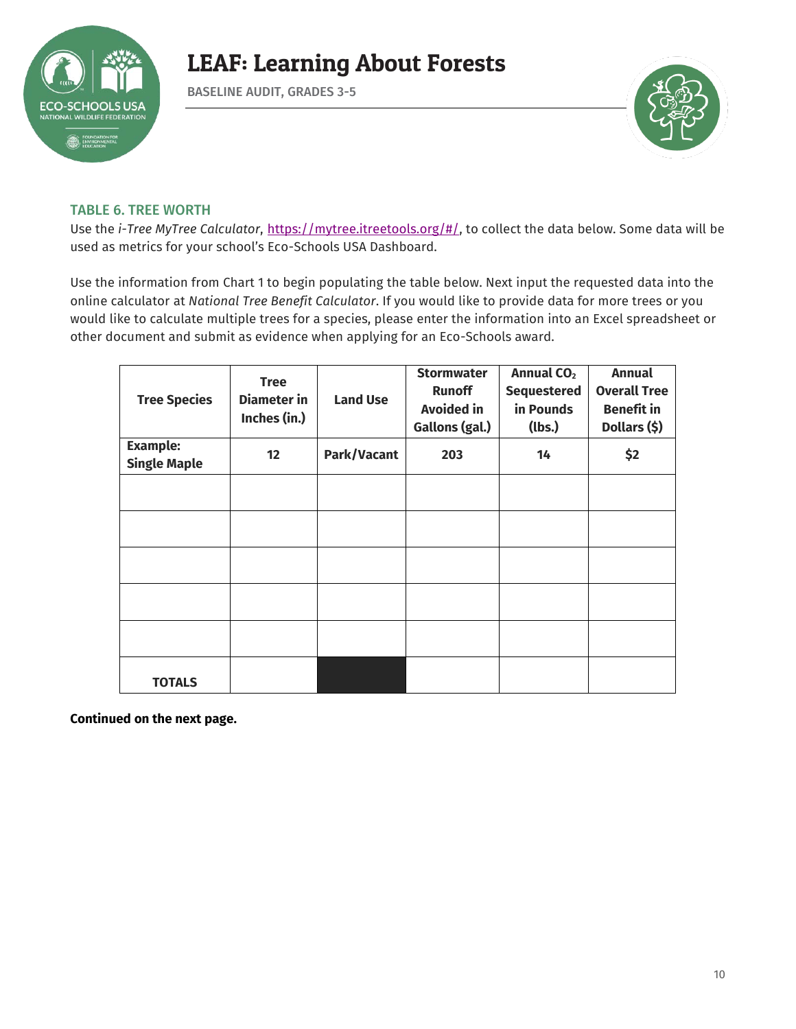### TABLE 6. TREE WORTH

Use the *i-Tree MyTree Calculator*, https://mytree.itreetools.org/#/, to collect the data below. Some data will be used as metrics for your school's Eco-Schools USA Dashboard.

Use the information from Chart 1 to begin populating the table below. Next input the requested data into the online calculator at *National Tree Benefit Calculator*. If you would like to provide data for more trees or you would like to calculate multiple trees for a species, please enter the information into an Excel spreadsheet or other document and submit as evidence when applying for an Eco-Schools award.

| Tree Species | Tree Diameter in Inches (in.) | Land Use | Stormwater Runoff Avoided in Gallons (gal.) | Annual $CO_2$ Sequestered in Pounds (lbs.) | Annual Overall Tree Benefit in Dollars ($) |
|---|---|---|---|---|---|
| **Example: Single Maple** | **12** | **Park/Vacant** | **203** | **14** | **$2** |
| | | | | | |
| | | | | | |
| | | | | | |
| | | | | | |
| | | | | | |
| **TOTALS** | | | | | |

**Continued on the next page.**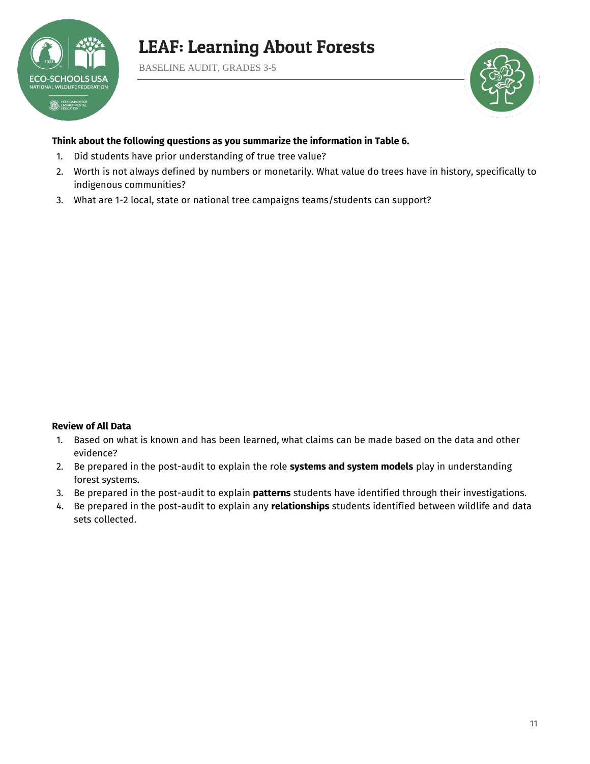**Think about the following questions as you summarize the information in Table 6.**

1. Did students have prior understanding of true tree value?
2. Worth is not always defined by numbers or monetarily. What value do trees have in history, specifically to indigenous communities?
3. What are 1-2 local, state or national tree campaigns teams/students can support?

**Review of All Data**

1. Based on what is known and has been learned, what claims can be made based on the data and other evidence?
2. Be prepared in the post-audit to explain the role **systems and system models** play in understanding forest systems.
3. Be prepared in the post-audit to explain **patterns** students have identified through their investigations.
4. Be prepared in the post-audit to explain any **relationships** students identified between wildlife and data sets collected.